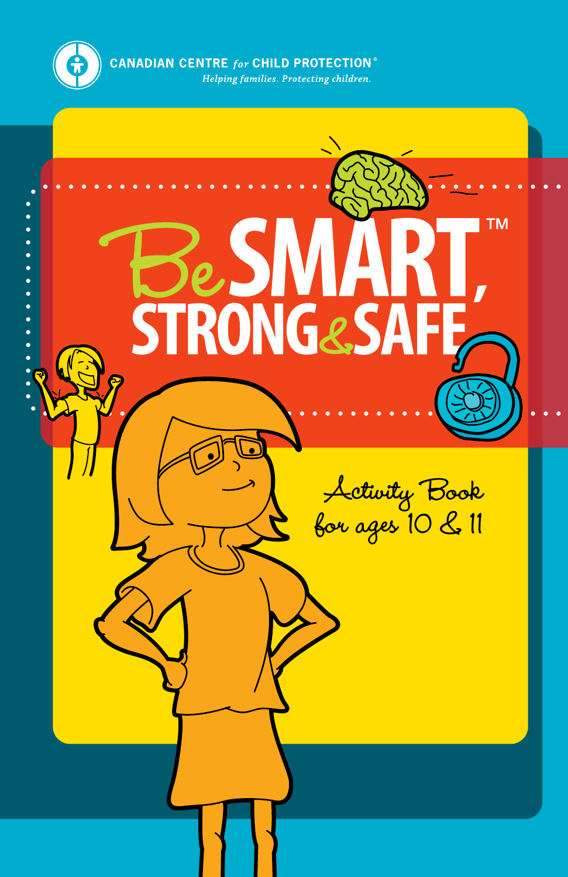CANADIAN CENTRE *for* CHILD PROTECTION®

*Helping families. Protecting children.*

# Be SMART, STRONG & SAFE™

Activity Book for ages 10 & 11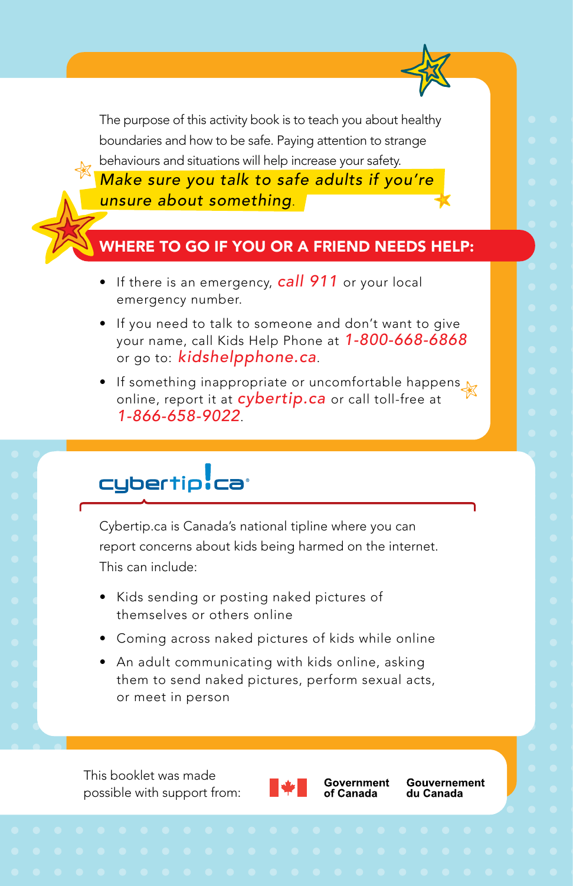The purpose of this activity book is to teach you about healthy boundaries and how to be safe. Paying attention to strange behaviours and situations will help increase your safety.

*Make sure you talk to safe adults if you're unsure about something.*

## WHERE TO GO IF YOU OR A FRIEND NEEDS HELP:

- If there is an emergency, *call 911* or your local emergency number.
- If you need to talk to someone and don't want to give your name, call Kids Help Phone at *1-800-668-6868* or go to: *kidshelpphone.ca*.
- If something inappropriate or uncomfortable happens online, report it at *cybertip.ca* or call toll-free at *1-866-658-9022*.

## cybertip!ca

Cybertip.ca is Canada's national tipline where you can report concerns about kids being harmed on the internet. This can include:

- Kids sending or posting naked pictures of themselves or others online
- Coming across naked pictures of kids while online
- An adult communicating with kids online, asking them to send naked pictures, perform sexual acts, or meet in person

This booklet was made possible with support from:

Government of Canada / Gouvernement du Canada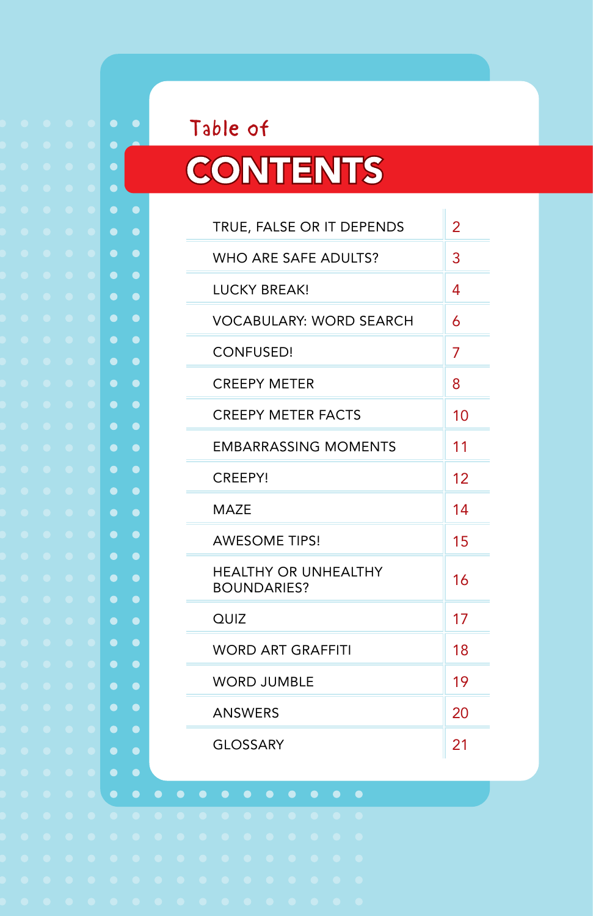# Table of CONTENTS

| | |
|---|---|
| TRUE, FALSE OR IT DEPENDS | 2 |
| WHO ARE SAFE ADULTS? | 3 |
| LUCKY BREAK! | 4 |
| VOCABULARY: WORD SEARCH | 6 |
| CONFUSED! | 7 |
| CREEPY METER | 8 |
| CREEPY METER FACTS | 10 |
| EMBARRASSING MOMENTS | 11 |
| CREEPY! | 12 |
| MAZE | 14 |
| AWESOME TIPS! | 15 |
| HEALTHY OR UNHEALTHY BOUNDARIES? | 16 |
| QUIZ | 17 |
| WORD ART GRAFFITI | 18 |
| WORD JUMBLE | 19 |
| ANSWERS | 20 |
| GLOSSARY | 21 |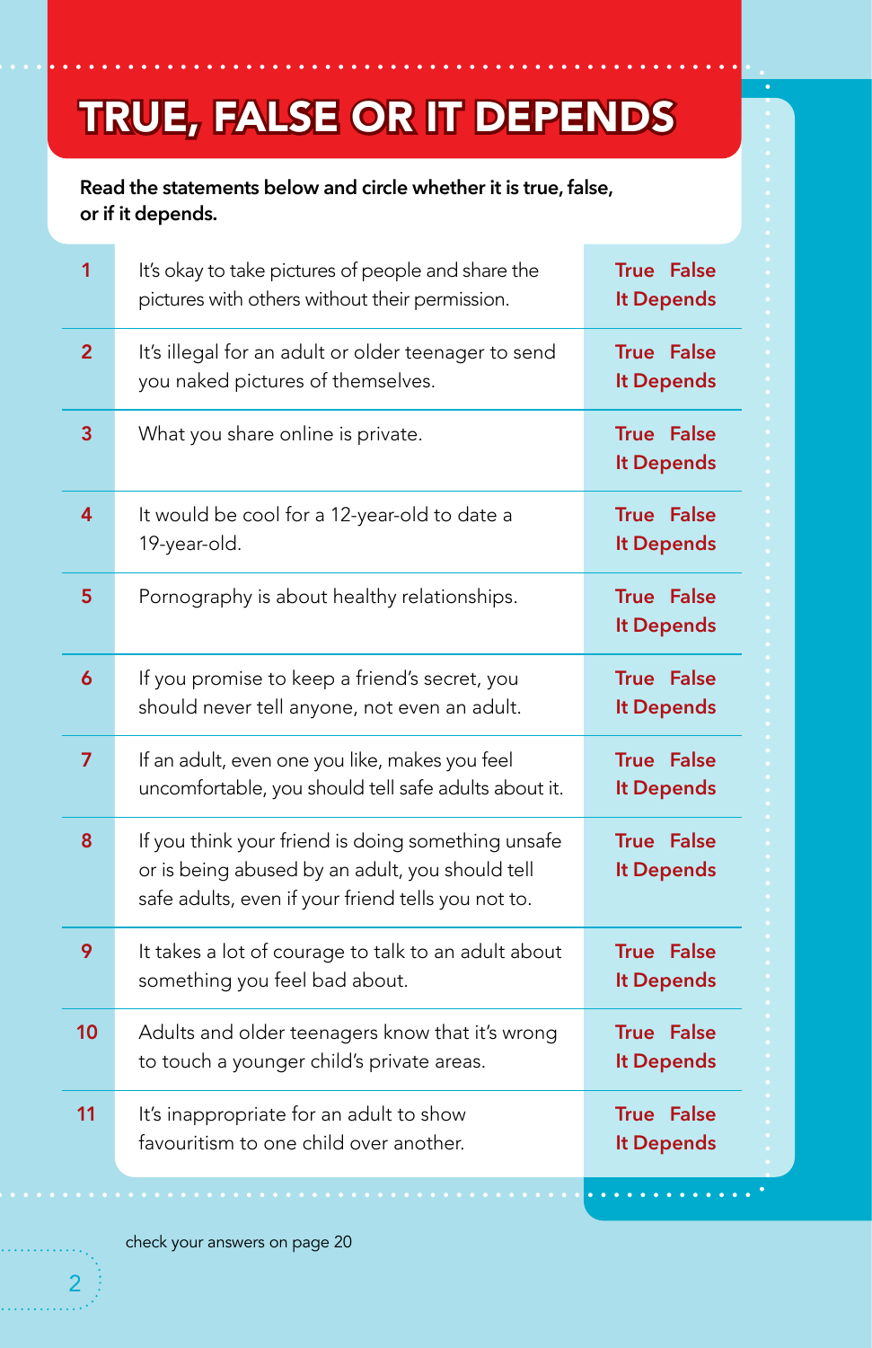# TRUE, FALSE OR IT DEPENDS

**Read the statements below and circle whether it is true, false, or if it depends.**

| | | |
|---|---|---|
| 1 | It's okay to take pictures of people and share the pictures with others without their permission. | True False It Depends |
| 2 | It's illegal for an adult or older teenager to send you naked pictures of themselves. | True False It Depends |
| 3 | What you share online is private. | True False It Depends |
| 4 | It would be cool for a 12-year-old to date a 19-year-old. | True False It Depends |
| 5 | Pornography is about healthy relationships. | True False It Depends |
| 6 | If you promise to keep a friend's secret, you should never tell anyone, not even an adult. | True False It Depends |
| 7 | If an adult, even one you like, makes you feel uncomfortable, you should tell safe adults about it. | True False It Depends |
| 8 | If you think your friend is doing something unsafe or is being abused by an adult, you should tell safe adults, even if your friend tells you not to. | True False It Depends |
| 9 | It takes a lot of courage to talk to an adult about something you feel bad about. | True False It Depends |
| 10 | Adults and older teenagers know that it's wrong to touch a younger child's private areas. | True False It Depends |
| 11 | It's inappropriate for an adult to show favouritism to one child over another. | True False It Depends |

check your answers on page 20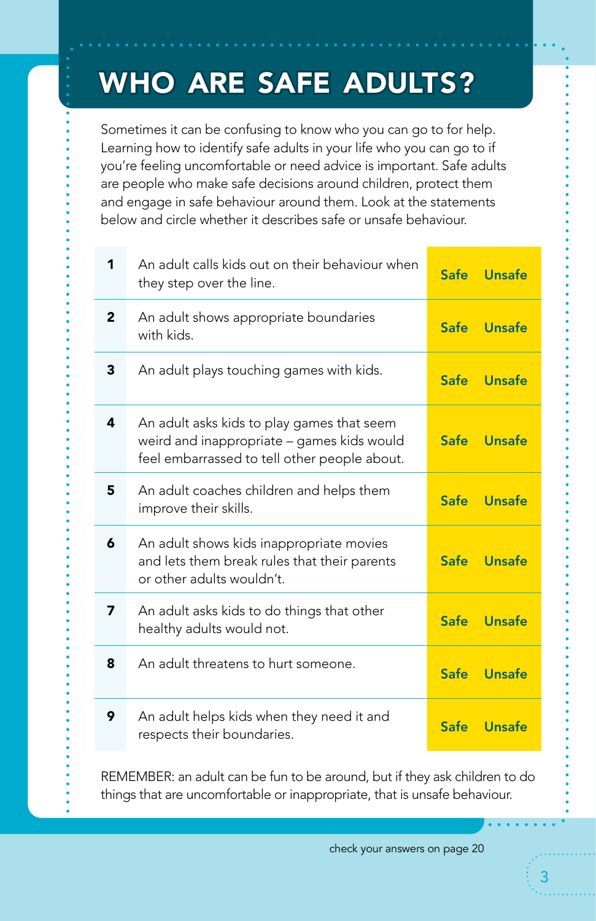# WHO ARE SAFE ADULTS?

Sometimes it can be confusing to know who you can go to for help. Learning how to identify safe adults in your life who you can go to if you're feeling uncomfortable or need advice is important. Safe adults are people who make safe decisions around children, protect them and engage in safe behaviour around them. Look at the statements below and circle whether it describes safe or unsafe behaviour.

| | | | |
|---|---|---|---|
| **1** | An adult calls kids out on their behaviour when they step over the line. | **Safe** | **Unsafe** |
| **2** | An adult shows appropriate boundaries with kids. | **Safe** | **Unsafe** |
| **3** | An adult plays touching games with kids. | **Safe** | **Unsafe** |
| **4** | An adult asks kids to play games that seem weird and inappropriate – games kids would feel embarrassed to tell other people about. | **Safe** | **Unsafe** |
| **5** | An adult coaches children and helps them improve their skills. | **Safe** | **Unsafe** |
| **6** | An adult shows kids inappropriate movies and lets them break rules that their parents or other adults wouldn't. | **Safe** | **Unsafe** |
| **7** | An adult asks kids to do things that other healthy adults would not. | **Safe** | **Unsafe** |
| **8** | An adult threatens to hurt someone. | **Safe** | **Unsafe** |
| **9** | An adult helps kids when they need it and respects their boundaries. | **Safe** | **Unsafe** |

REMEMBER: an adult can be fun to be around, but if they ask children to do things that are uncomfortable or inappropriate, that is unsafe behaviour.

check your answers on page 20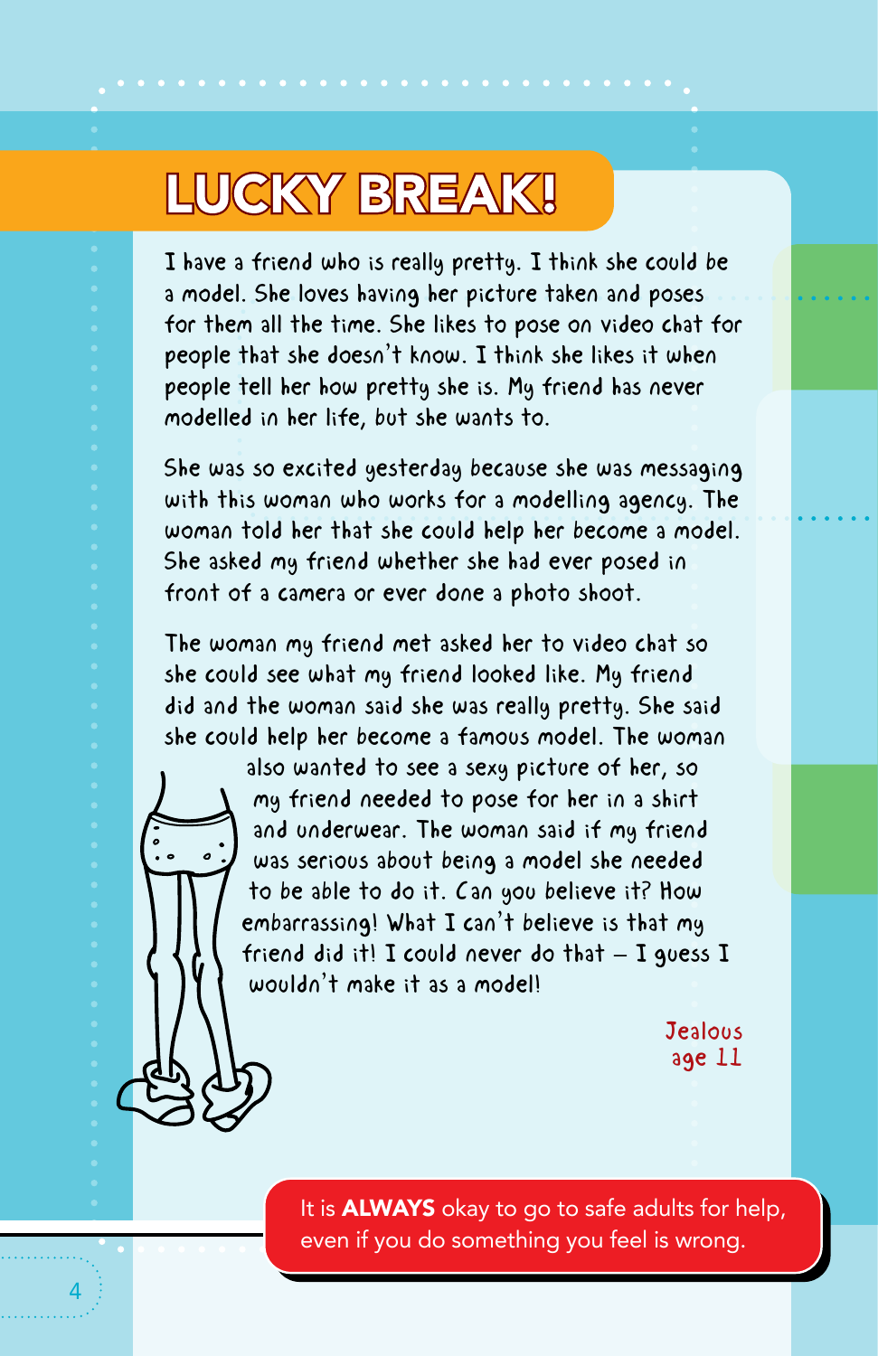# LUCKY BREAK!

I have a friend who is really pretty. I think she could be a model. She loves having her picture taken and poses for them all the time. She likes to pose on video chat for people that she doesn't know. I think she likes it when people tell her how pretty she is. My friend has never modelled in her life, but she wants to.

She was so excited yesterday because she was messaging with this woman who works for a modelling agency. The woman told her that she could help her become a model. She asked my friend whether she had ever posed in front of a camera or ever done a photo shoot.

The woman my friend met asked her to video chat so she could see what my friend looked like. My friend did and the woman said she was really pretty. She said she could help her become a famous model. The woman also wanted to see a sexy picture of her, so my friend needed to pose for her in a shirt and underwear. The woman said if my friend was serious about being a model she needed to be able to do it. Can you believe it? How embarrassing! What I can't believe is that my friend did it! I could never do that – I guess I wouldn't make it as a model!

Jealous
age 11

It is **ALWAYS** okay to go to safe adults for help, even if you do something you feel is wrong.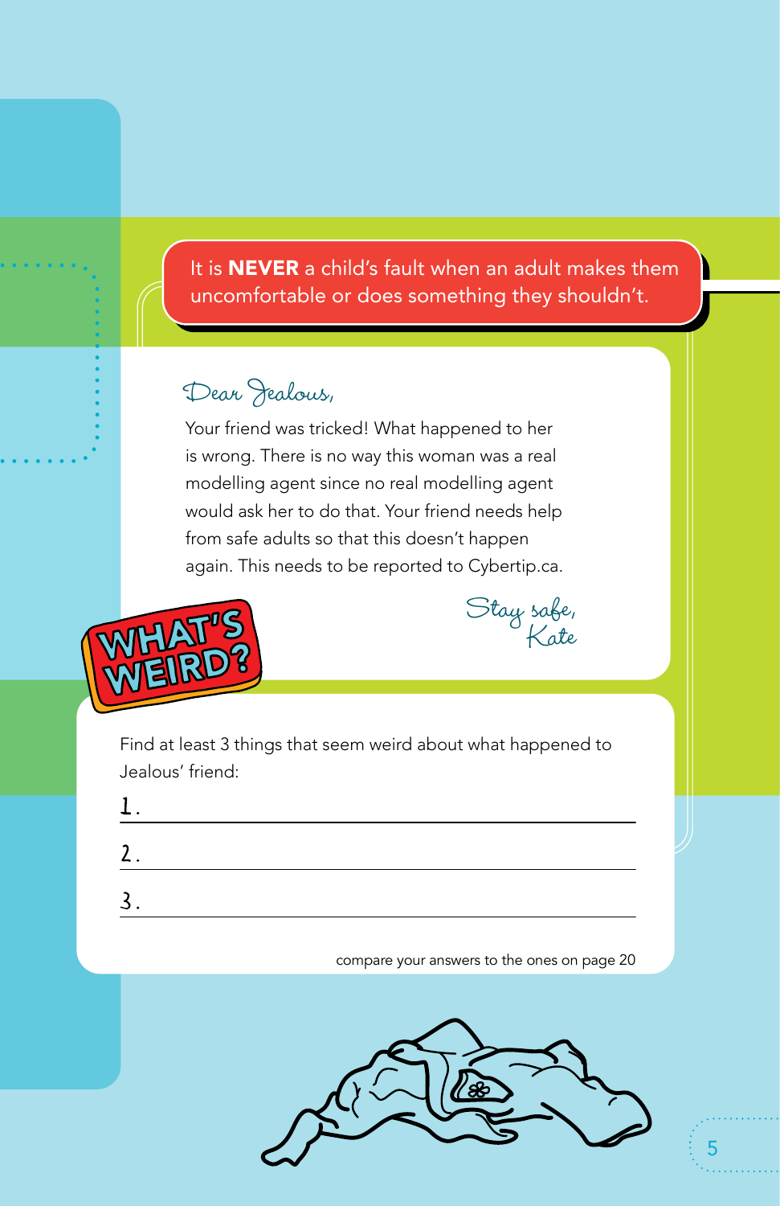It is **NEVER** a child's fault when an adult makes them uncomfortable or does something they shouldn't.

*Dear Jealous,*

Your friend was tricked! What happened to her is wrong. There is no way this woman was a real modelling agent since no real modelling agent would ask her to do that. Your friend needs help from safe adults so that this doesn't happen again. This needs to be reported to Cybertip.ca.

*Stay safe,*
*Kate*

## WHAT'S WEIRD?

Find at least 3 things that seem weird about what happened to Jealous' friend:

1. \_\_\_\_\_\_\_\_\_\_\_\_\_\_\_\_\_\_\_\_\_\_\_\_\_\_\_\_\_\_\_\_

2. \_\_\_\_\_\_\_\_\_\_\_\_\_\_\_\_\_\_\_\_\_\_\_\_\_\_\_\_\_\_\_\_

3. \_\_\_\_\_\_\_\_\_\_\_\_\_\_\_\_\_\_\_\_\_\_\_\_\_\_\_\_\_\_\_\_

compare your answers to the ones on page 20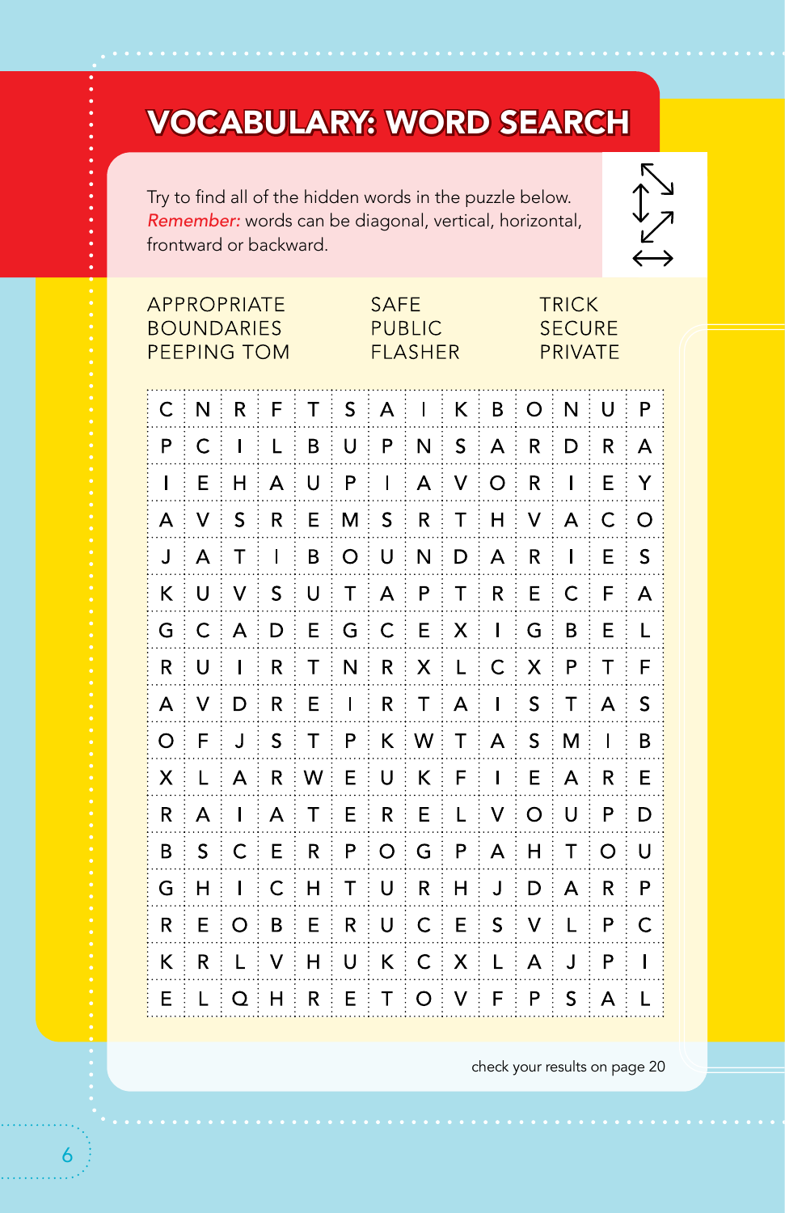# VOCABULARY: WORD SEARCH

Try to find all of the hidden words in the puzzle below. *Remember:* words can be diagonal, vertical, horizontal, frontward or backward.

APPROPRIATE
BOUNDARIES
PEEPING TOM
SAFE
PUBLIC
FLASHER
TRICK
SECURE
PRIVATE

| | | | | | | | | | | | | | |
|---|---|---|---|---|---|---|---|---|---|---|---|---|---|
| C | N | R | F | T | S | A | I | K | B | O | N | U | P |
| P | C | I | L | B | U | P | N | S | A | R | D | R | A |
| I | E | H | A | U | P | I | A | V | O | R | I | E | Y |
| A | V | S | R | E | M | S | R | T | H | V | A | C | O |
| J | A | T | I | B | O | U | N | D | A | R | I | E | S |
| K | U | V | S | U | T | A | P | T | R | E | C | F | A |
| G | C | A | D | E | G | C | E | X | I | G | B | E | L |
| R | U | I | R | T | N | R | X | L | C | X | P | T | F |
| A | V | D | R | E | I | R | T | A | I | S | T | A | S |
| O | F | J | S | T | P | K | W | T | A | S | M | I | B |
| X | L | A | R | W | E | U | K | F | I | E | A | R | E |
| R | A | I | A | T | E | R | E | L | V | O | U | P | D |
| B | S | C | E | R | P | O | G | P | A | H | T | O | U |
| G | H | I | C | H | T | U | R | H | J | D | A | R | P |
| R | E | O | B | E | R | U | C | E | S | V | L | P | C |
| K | R | L | V | H | U | K | C | X | L | A | J | P | I |
| E | L | Q | H | R | E | T | O | V | F | P | S | A | L |

check your results on page 20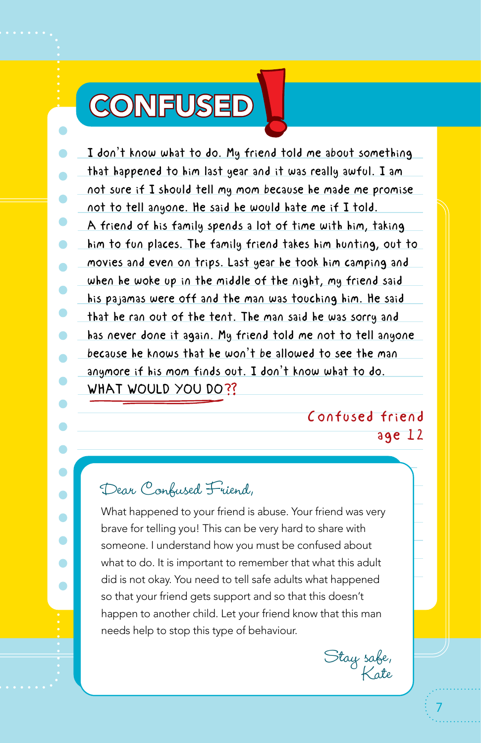# CONFUSED!

I don't know what to do. My friend told me about something that happened to him last year and it was really awful. I am not sure if I should tell my mom because he made me promise not to tell anyone. He said he would hate me if I told. A friend of his family spends a lot of time with him, taking him to fun places. The family friend takes him hunting, out to movies and even on trips. Last year he took him camping and when he woke up in the middle of the night, my friend said his pajamas were off and the man was touching him. He said that he ran out of the tent. The man said he was sorry and has never done it again. My friend told me not to tell anyone because he knows that he won't be allowed to see the man anymore if his mom finds out. I don't know what to do. WHAT WOULD YOU DO??

Confused friend
age 12

*Dear Confused Friend,*

What happened to your friend is abuse. Your friend was very brave for telling you! This can be very hard to share with someone. I understand how you must be confused about what to do. It is important to remember that what this adult did is not okay. You need to tell safe adults what happened so that your friend gets support and so that this doesn't happen to another child. Let your friend know that this man needs help to stop this type of behaviour.

*Stay safe,*
*Kate*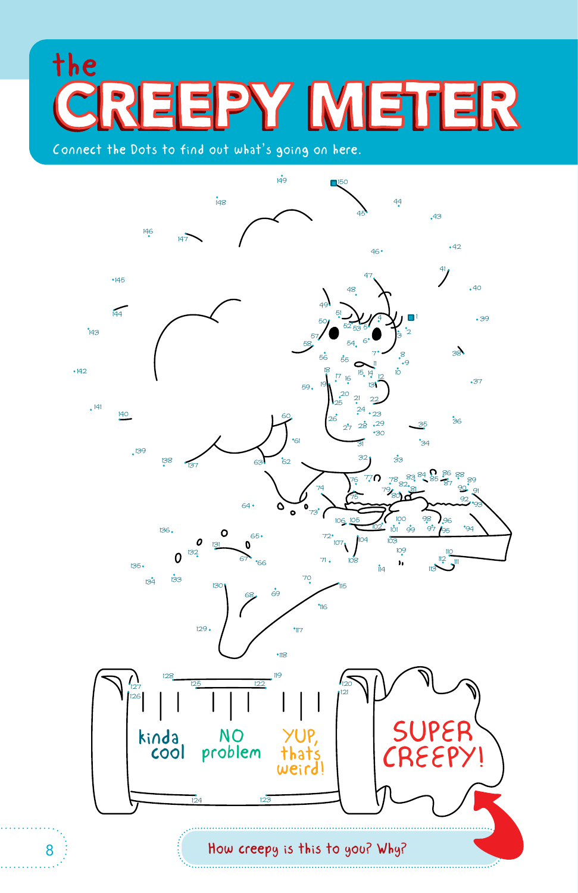# the CREEPY METER

Connect the Dots to find out what's going on here.

kinda cool

NO problem

YUP, that's weird!

SUPER CREEPY!

How creepy is this to you? Why?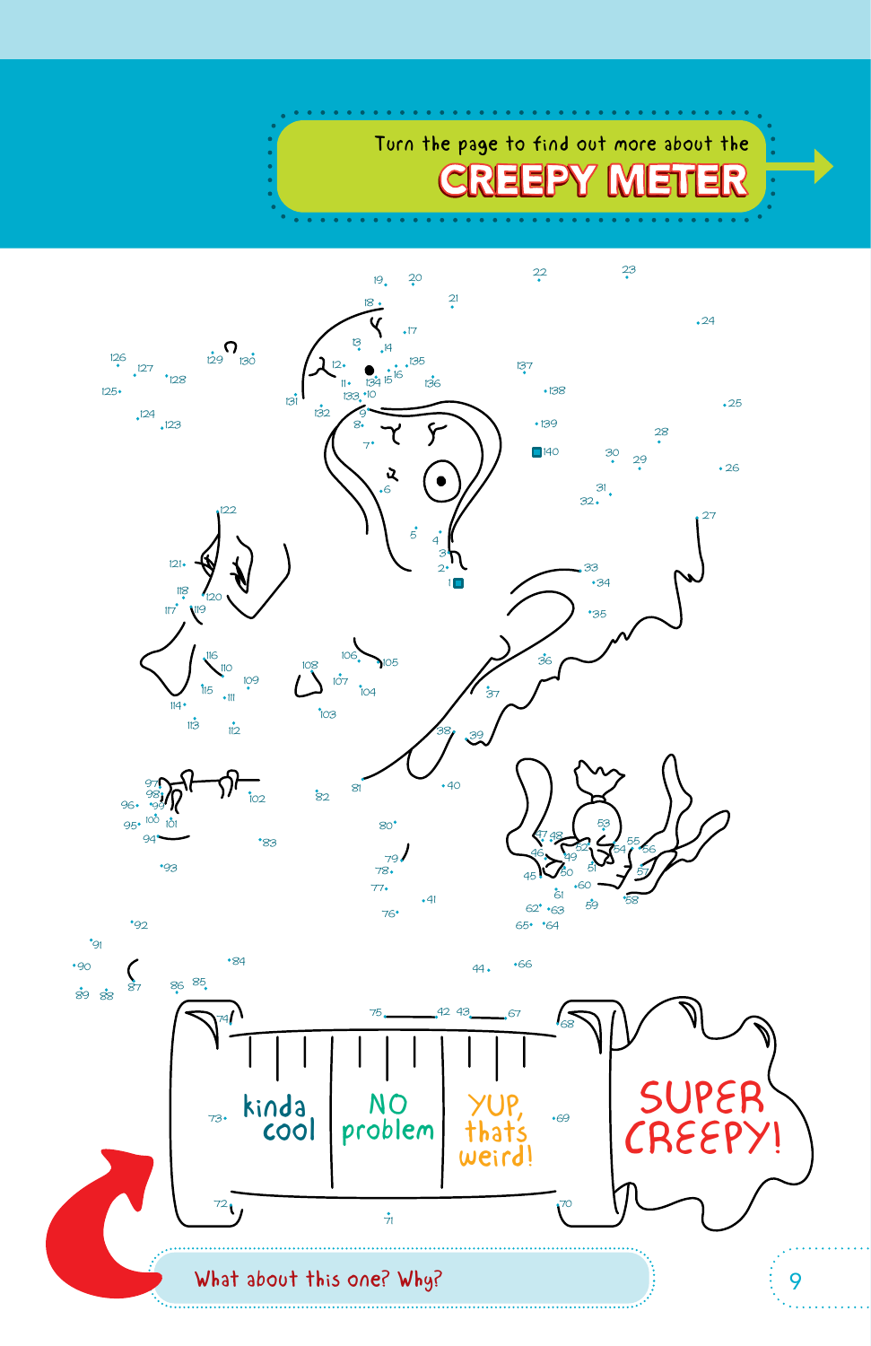Turn the page to find out more about the

**CREEPY METER**

kinda cool

NO problem

YUP, that's weird!

SUPER CREEPY!

What about this one? Why?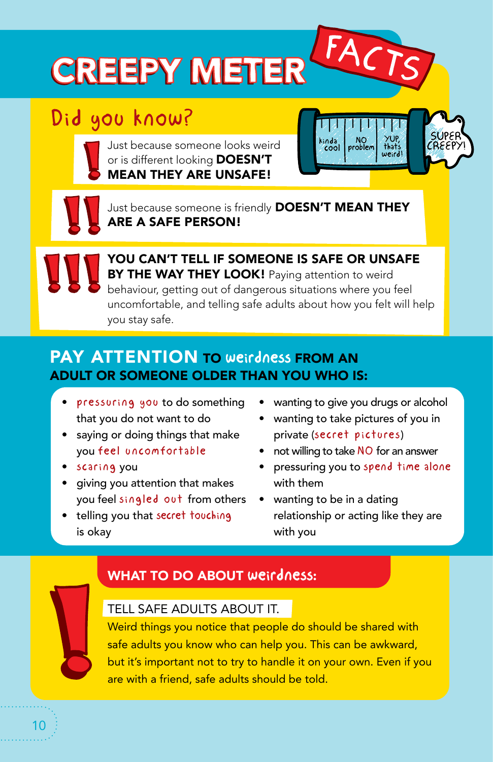# CREEPY METER FACTS

## Did you know?

Just because someone looks weird or is different looking **DOESN'T MEAN THEY ARE UNSAFE!**

kinda cool | NO problem | YUP, thats weird! | SUPER CREEPY!

Just because someone is friendly **DOESN'T MEAN THEY ARE A SAFE PERSON!**

**YOU CAN'T TELL IF SOMEONE IS SAFE OR UNSAFE BY THE WAY THEY LOOK!** Paying attention to weird behaviour, getting out of dangerous situations where you feel uncomfortable, and telling safe adults about how you felt will help you stay safe.

## PAY ATTENTION TO weirdness FROM AN ADULT OR SOMEONE OLDER THAN YOU WHO IS:

- pressuring you to do something that you do not want to do
- saying or doing things that make you feel uncomfortable
- scaring you
- giving you attention that makes you feel singled out from others
- telling you that secret touching is okay
- wanting to give you drugs or alcohol
- wanting to take pictures of you in private (secret pictures)
- not willing to take NO for an answer
- pressuring you to spend time alone with them
- wanting to be in a dating relationship or acting like they are with you

## WHAT TO DO ABOUT weirdness:

### TELL SAFE ADULTS ABOUT IT.

Weird things you notice that people do should be shared with safe adults you know who can help you. This can be awkward, but it's important not to try to handle it on your own. Even if you are with a friend, safe adults should be told.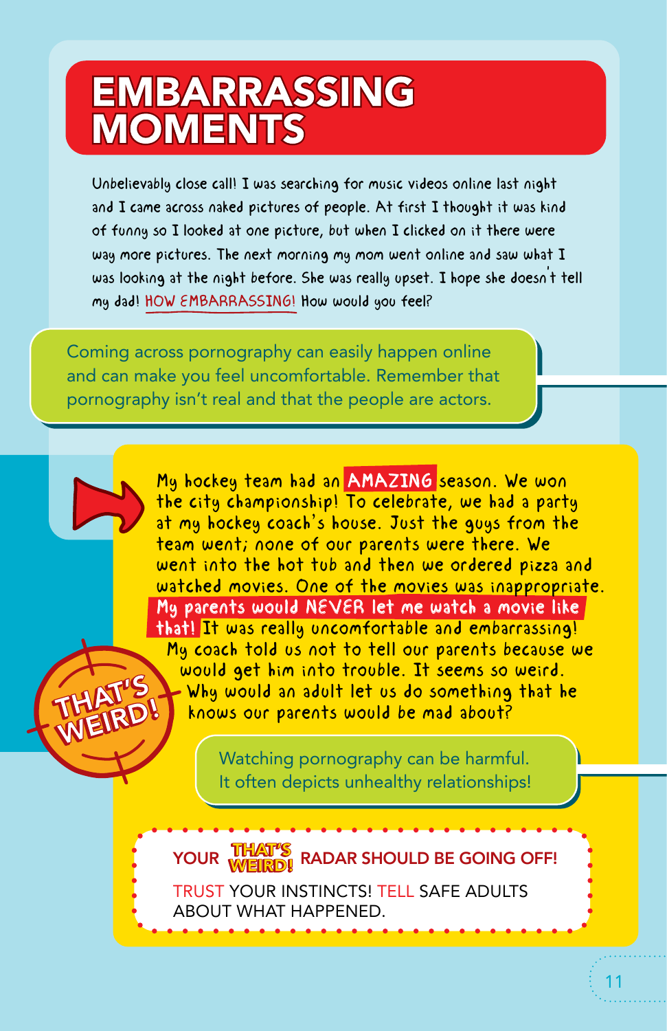# EMBARRASSING MOMENTS

Unbelievably close call! I was searching for music videos online last night and I came across naked pictures of people. At first I thought it was kind of funny so I looked at one picture, but when I clicked on it there were way more pictures. The next morning my mom went online and saw what I was looking at the night before. She was really upset. I hope she doesn't tell my dad! HOW EMBARRASSING! How would you feel?

Coming across pornography can easily happen online and can make you feel uncomfortable. Remember that pornography isn't real and that the people are actors.

My hockey team had an **AMAZING** season. We won the city championship! To celebrate, we had a party at my hockey coach's house. Just the guys from the team went; none of our parents were there. We went into the hot tub and then we ordered pizza and watched movies. One of the movies was inappropriate. **My parents would NEVER let me watch a movie like that!** It was really uncomfortable and embarrassing! My coach told us not to tell our parents because we would get him into trouble. It seems so weird. Why would an adult let us do something that he knows our parents would be mad about?

**THAT'S WEIRD!**

Watching pornography can be harmful. It often depicts unhealthy relationships!

**YOUR THAT'S WEIRD! RADAR SHOULD BE GOING OFF!**

TRUST YOUR INSTINCTS! TELL SAFE ADULTS ABOUT WHAT HAPPENED.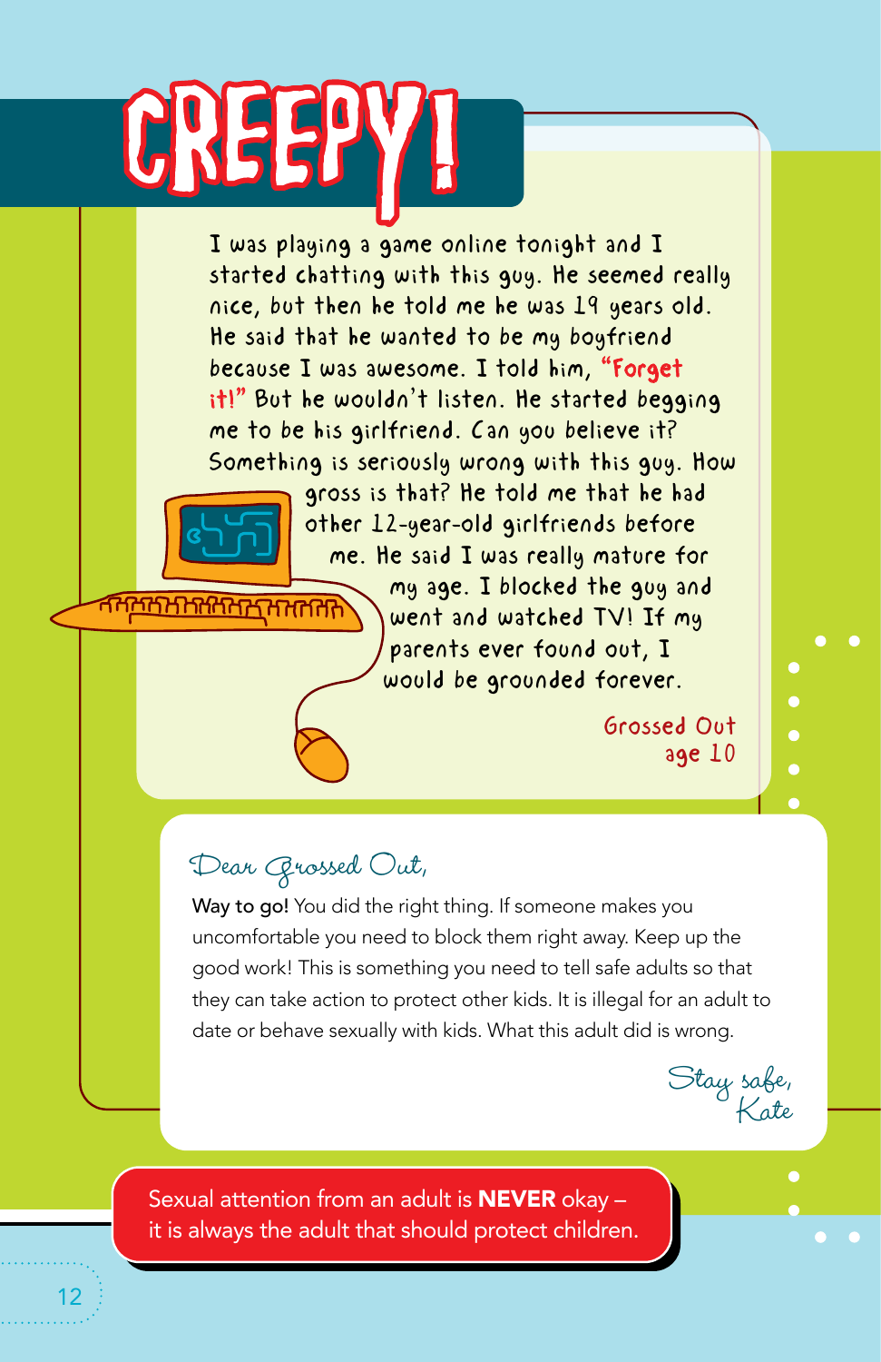# CREEPY!

I was playing a game online tonight and I started chatting with this guy. He seemed really nice, but then he told me he was 19 years old. He said that he wanted to be my boyfriend because I was awesome. I told him, **"Forget it!"** But he wouldn't listen. He started begging me to be his girlfriend. Can you believe it? Something is seriously wrong with this guy. How gross is that? He told me that he had other 12-year-old girlfriends before me. He said I was really mature for my age. I blocked the guy and went and watched TV! If my parents ever found out, I would be grounded forever.

Grossed Out
age 10

*Dear Grossed Out,*

**Way to go!** You did the right thing. If someone makes you uncomfortable you need to block them right away. Keep up the good work! This is something you need to tell safe adults so that they can take action to protect other kids. It is illegal for an adult to date or behave sexually with kids. What this adult did is wrong.

*Stay safe,*
*Kate*

Sexual attention from an adult is **NEVER** okay – it is always the adult that should protect children.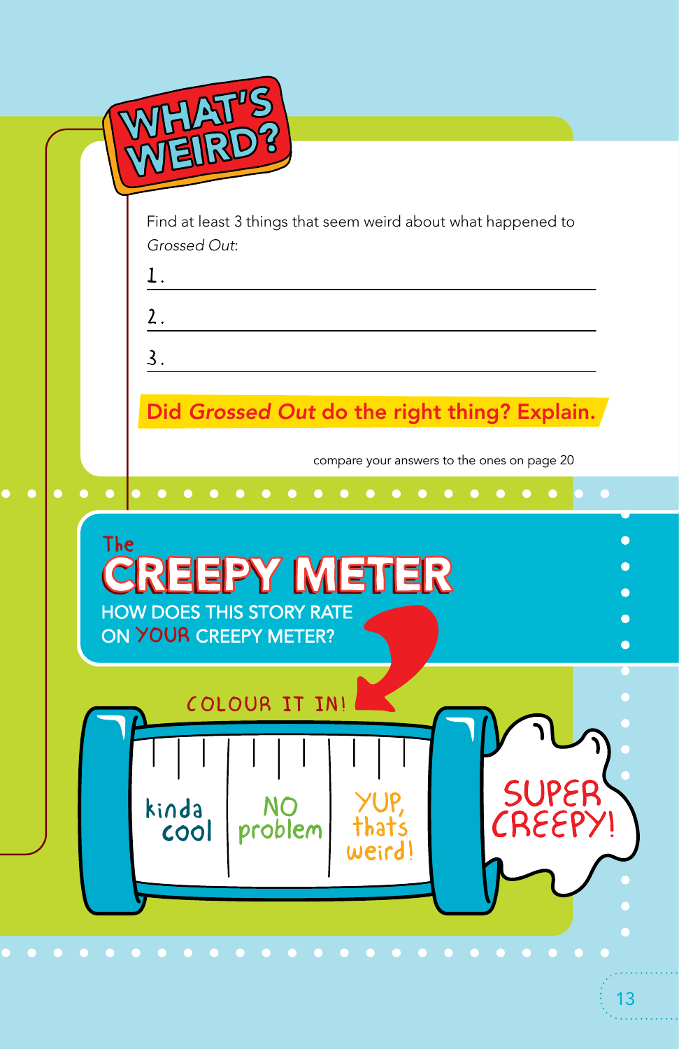## WHAT'S WEIRD?

Find at least 3 things that seem weird about what happened to *Grossed Out*:

1. ______________________________

2. ______________________________

3. ______________________________

**Did *Grossed Out* do the right thing? Explain.**

compare your answers to the ones on page 20

## The CREEPY METER

HOW DOES THIS STORY RATE ON YOUR CREEPY METER?

COLOUR IT IN!

kinda cool | NO problem | YUP, that's weird! | SUPER CREEPY!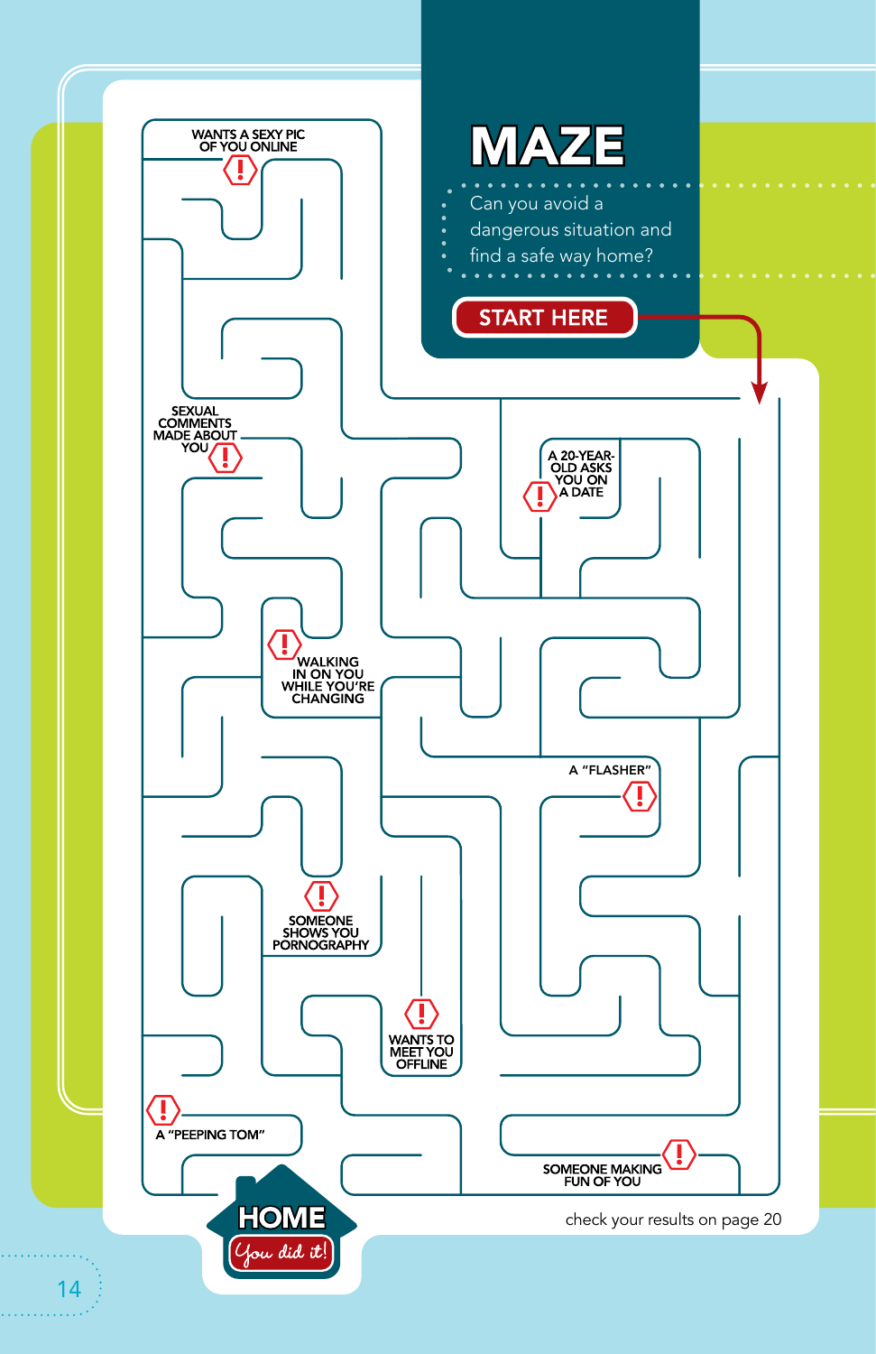# MAZE

Can you avoid a dangerous situation and find a safe way home?

START HERE

WANTS A SEXY PIC OF YOU ONLINE

SEXUAL COMMENTS MADE ABOUT YOU

A 20-YEAR-OLD ASKS YOU ON A DATE

WALKING IN ON YOU WHILE YOU'RE CHANGING

A "FLASHER"

SOMEONE SHOWS YOU PORNOGRAPHY

WANTS TO MEET YOU OFFLINE

A "PEEPING TOM"

SOMEONE MAKING FUN OF YOU

HOME

You did it!

check your results on page 20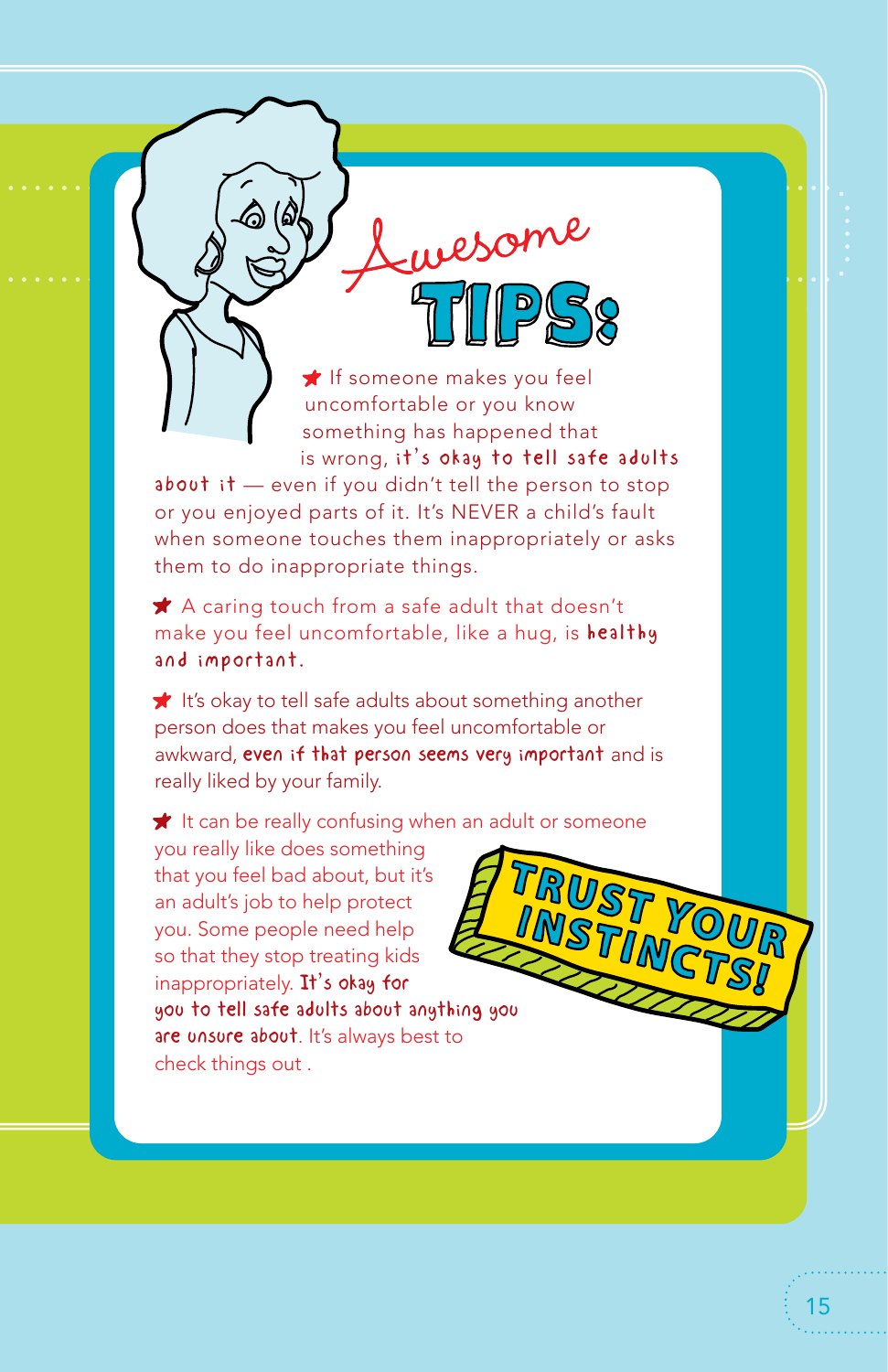# Awesome TIPS:

- If someone makes you feel uncomfortable or you know something has happened that is wrong, **it's okay to tell safe adults about it** — even if you didn't tell the person to stop or you enjoyed parts of it. It's NEVER a child's fault when someone touches them inappropriately or asks them to do inappropriate things.

- A caring touch from a safe adult that doesn't make you feel uncomfortable, like a hug, is **healthy and important.**

- It's okay to tell safe adults about something another person does that makes you feel uncomfortable or awkward, **even if that person seems very important** and is really liked by your family.

- It can be really confusing when an adult or someone you really like does something that you feel bad about, but it's an adult's job to help protect you. Some people need help so that they stop treating kids inappropriately. **It's okay for you to tell safe adults about anything you are unsure about**. It's always best to check things out .

**TRUST YOUR INSTINCTS!**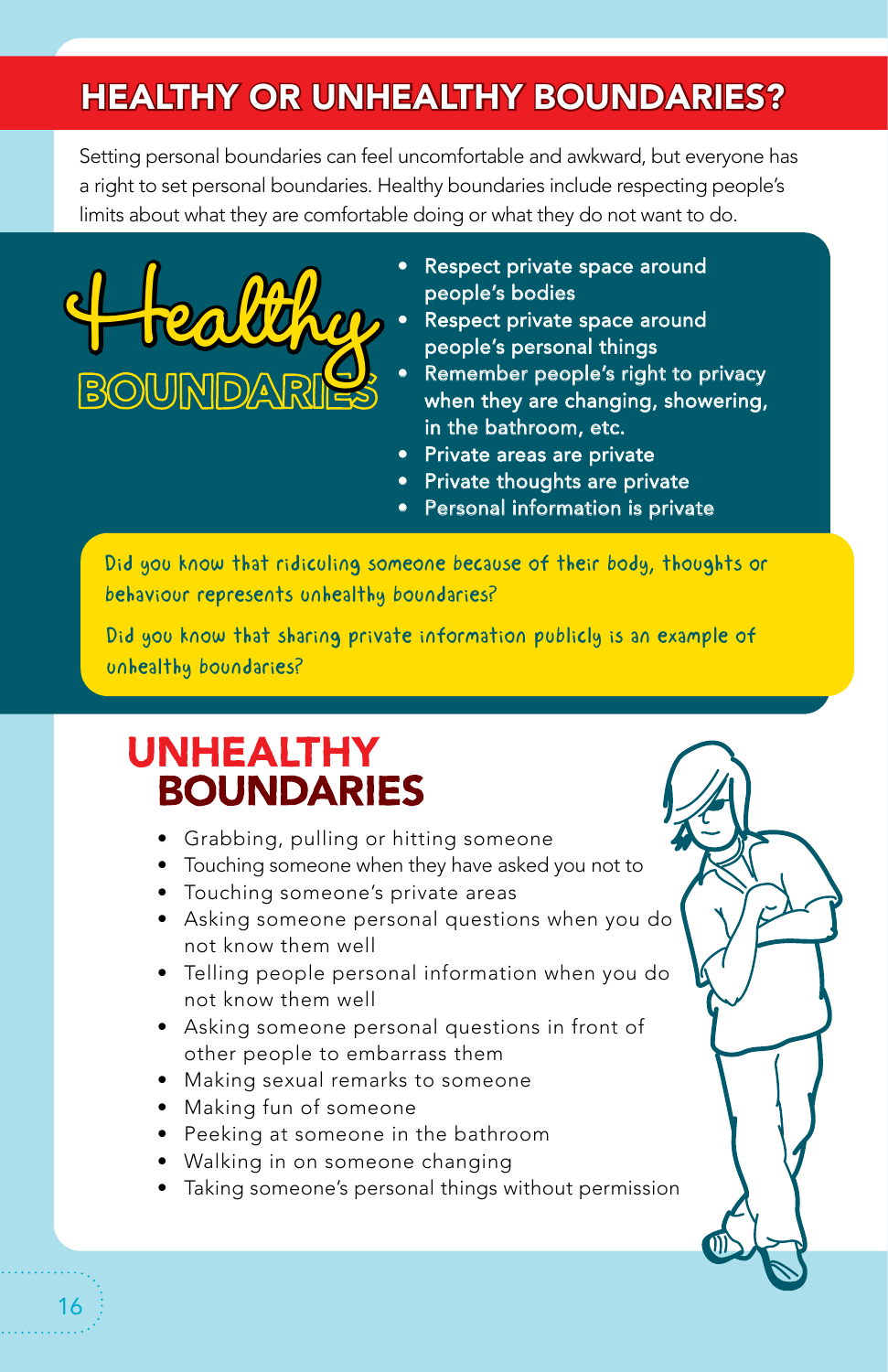# HEALTHY OR UNHEALTHY BOUNDARIES?

Setting personal boundaries can feel uncomfortable and awkward, but everyone has a right to set personal boundaries. Healthy boundaries include respecting people's limits about what they are comfortable doing or what they do not want to do.

## Healthy BOUNDARIES

- Respect private space around people's bodies
- Respect private space around people's personal things
- Remember people's right to privacy when they are changing, showering, in the bathroom, etc.
- Private areas are private
- Private thoughts are private
- Personal information is private

Did you know that ridiculing someone because of their body, thoughts or behaviour represents unhealthy boundaries?

Did you know that sharing private information publicly is an example of unhealthy boundaries?

## UNHEALTHY BOUNDARIES

- Grabbing, pulling or hitting someone
- Touching someone when they have asked you not to
- Touching someone's private areas
- Asking someone personal questions when you do not know them well
- Telling people personal information when you do not know them well
- Asking someone personal questions in front of other people to embarrass them
- Making sexual remarks to someone
- Making fun of someone
- Peeking at someone in the bathroom
- Walking in on someone changing
- Taking someone's personal things without permission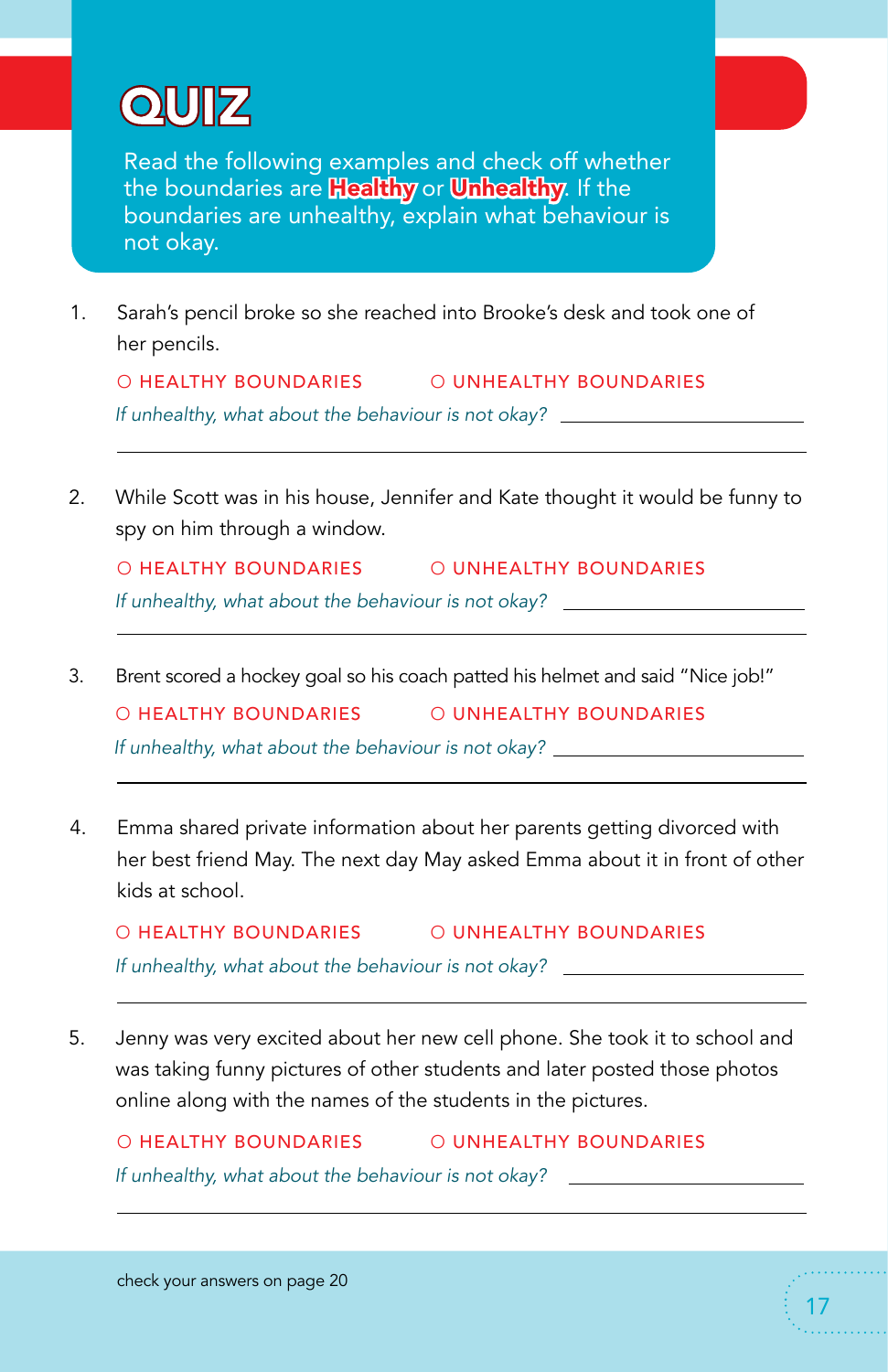# QUIZ

Read the following examples and check off whether the boundaries are **Healthy** or **Unhealthy**. If the boundaries are unhealthy, explain what behaviour is not okay.

1. Sarah's pencil broke so she reached into Brooke's desk and took one of her pencils.

   ○ HEALTHY BOUNDARIES ○ UNHEALTHY BOUNDARIES

   *If unhealthy, what about the behaviour is not okay?* ______________________

   ______________________________________________

2. While Scott was in his house, Jennifer and Kate thought it would be funny to spy on him through a window.

   ○ HEALTHY BOUNDARIES ○ UNHEALTHY BOUNDARIES

   *If unhealthy, what about the behaviour is not okay?* ______________________

   ______________________________________________

3. Brent scored a hockey goal so his coach patted his helmet and said "Nice job!"

   ○ HEALTHY BOUNDARIES ○ UNHEALTHY BOUNDARIES

   *If unhealthy, what about the behaviour is not okay?* ______________________

   ______________________________________________

4. Emma shared private information about her parents getting divorced with her best friend May. The next day May asked Emma about it in front of other kids at school.

   ○ HEALTHY BOUNDARIES ○ UNHEALTHY BOUNDARIES

   *If unhealthy, what about the behaviour is not okay?* ______________________

   ______________________________________________

5. Jenny was very excited about her new cell phone. She took it to school and was taking funny pictures of other students and later posted those photos online along with the names of the students in the pictures.

   ○ HEALTHY BOUNDARIES ○ UNHEALTHY BOUNDARIES

   *If unhealthy, what about the behaviour is not okay?* ______________________

   ______________________________________________

check your answers on page 20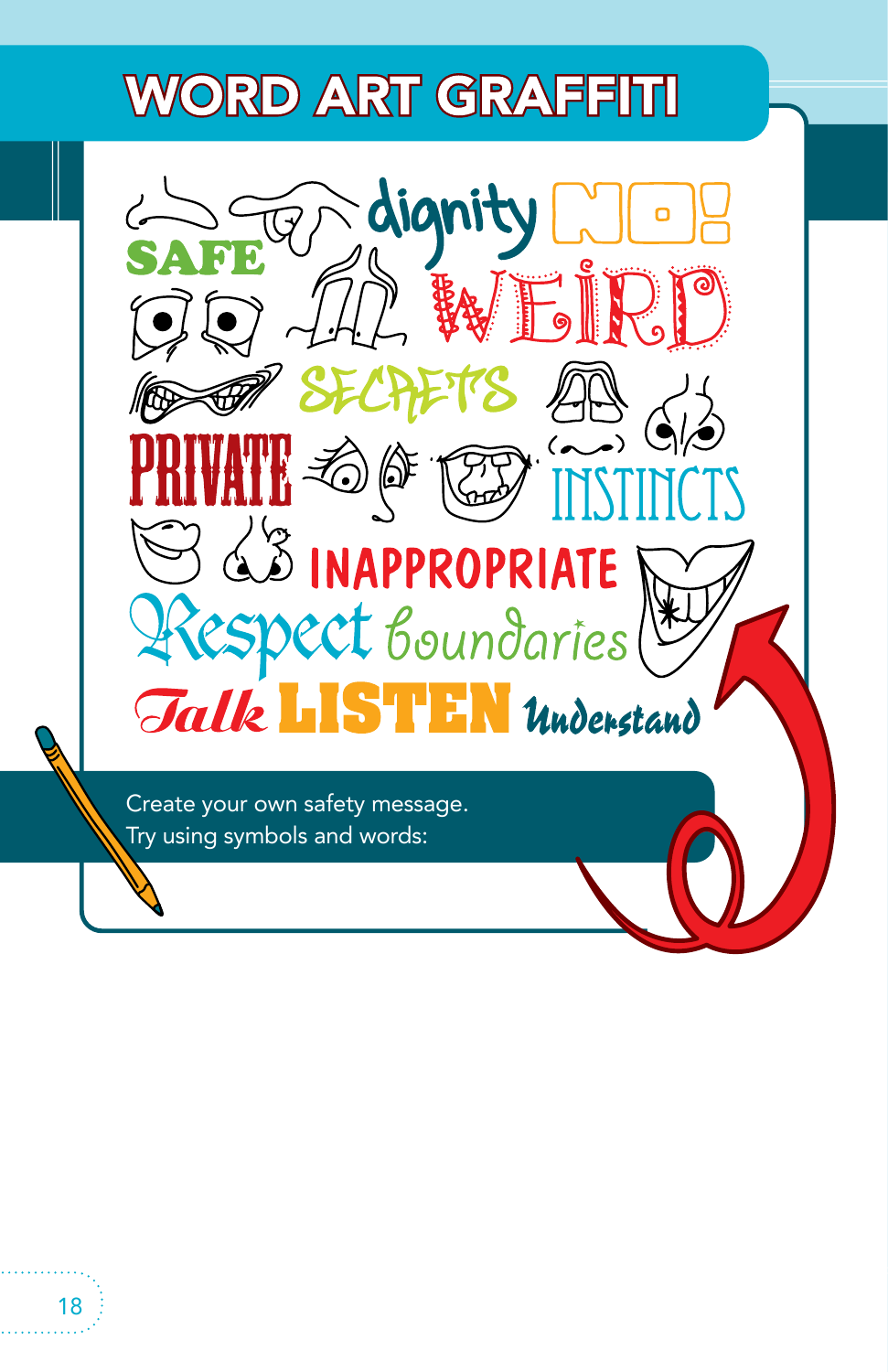# WORD ART GRAFFITI

SAFE dignity NO! WEIRD SECRETS PRIVATE INSTINCTS INAPPROPRIATE Respect boundaries Talk LISTEN Understand

Create your own safety message.
Try using symbols and words: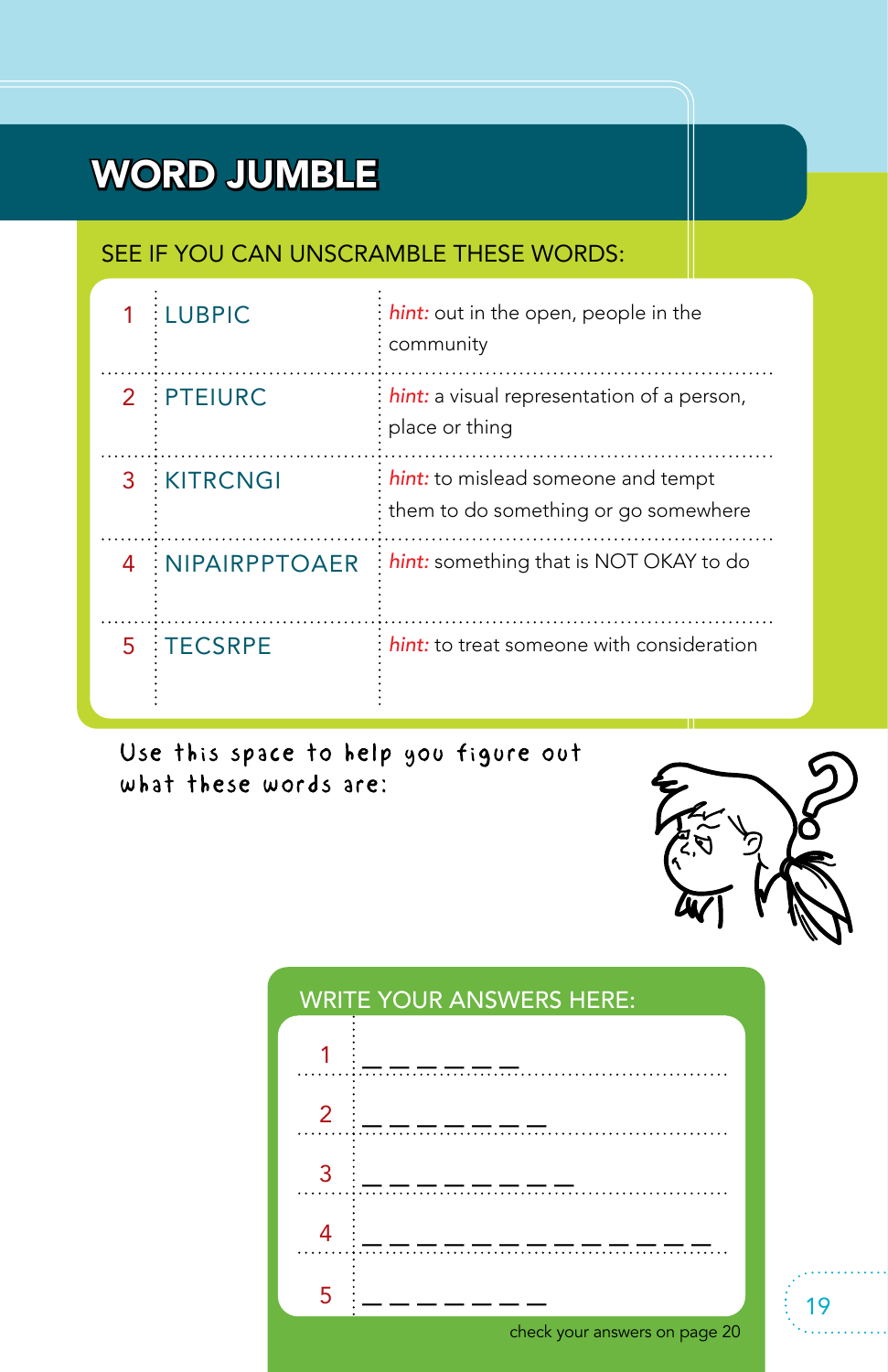# WORD JUMBLE

SEE IF YOU CAN UNSCRAMBLE THESE WORDS:

| | | |
|---|---|---|
| 1 | LUBPIC | *hint:* out in the open, people in the community |
| 2 | PTEIURC | *hint:* a visual representation of a person, place or thing |
| 3 | KITRCNGI | *hint:* to mislead someone and tempt them to do something or go somewhere |
| 4 | NIPAIRPPTOAER | *hint:* something that is NOT OKAY to do |
| 5 | TECSRPE | *hint:* to treat someone with consideration |

Use this space to help you figure out what these words are:

WRITE YOUR ANSWERS HERE:

1 _ _ _ _ _ _

2 _ _ _ _ _ _ _

3 _ _ _ _ _ _ _ _

4 _ _ _ _ _ _ _ _ _ _ _ _ _

5 _ _ _ _ _ _ _

check your answers on page 20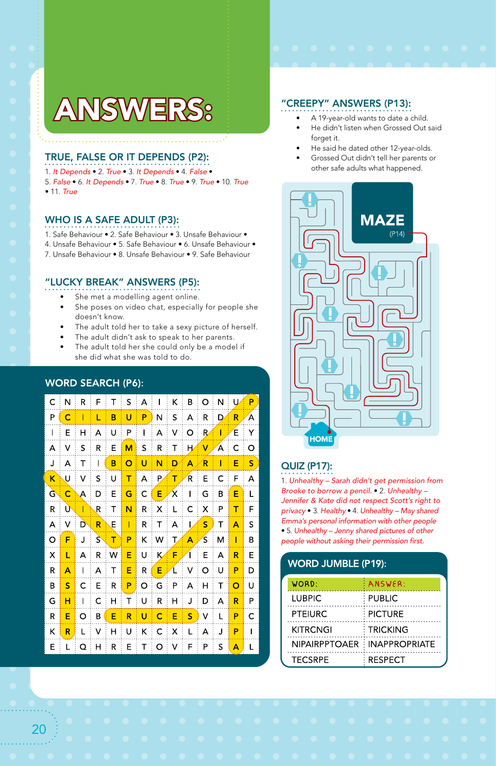# ANSWERS:

## TRUE, FALSE OR IT DEPENDS (P2):

1. *It Depends* • 2. *True* • 3. *It Depends* • 4. *False* • 5. *False* • 6. *It Depends* • 7. *True* • 8. *True* • 9. *True* • 10. *True* • 11. *True*

## WHO IS A SAFE ADULT (P3):

1. Safe Behaviour • 2. Safe Behaviour • 3. Unsafe Behaviour • 4. Unsafe Behaviour • 5. Safe Behaviour • 6. Unsafe Behaviour • 7. Unsafe Behaviour • 8. Unsafe Behaviour • 9. Safe Behaviour

## "LUCKY BREAK" ANSWERS (P5):

- She met a modelling agent online.
- She poses on video chat, especially for people she doesn't know.
- The adult told her to take a sexy picture of herself.
- The adult didn't ask to speak to her parents.
- The adult told her she could only be a model if she did what she was told to do.

## WORD SEARCH (P6):

| | | | | | | | | | | | | | |
|---|---|---|---|---|---|---|---|---|---|---|---|---|---|
| C | N | R | F | T | S | A | I | K | B | O | N | U | P |
| P | C | I | L | B | U | P | N | S | A | R | D | R | A |
| I | E | H | A | U | P | I | A | V | O | R | I | E | Y |
| A | V | S | R | E | M | S | R | T | H | V | A | C | O |
| J | A | T | I | B | O | U | N | D | A | R | I | E | S |
| K | U | V | S | U | T | A | P | T | R | E | C | F | A |
| G | C | A | D | E | G | C | E | X | I | G | B | E | L |
| R | U | I | R | T | N | R | X | L | C | X | P | T | F |
| A | V | D | R | E | I | R | T | A | I | S | T | A | S |
| O | F | J | S | T | P | K | W | T | A | S | M | I | B |
| X | L | A | R | W | E | U | K | F | I | E | A | R | E |
| R | A | I | A | T | E | R | E | L | V | O | U | P | D |
| B | S | C | E | R | P | O | G | P | A | H | T | O | U |
| G | H | I | C | H | T | U | R | H | J | D | A | R | P |
| R | E | O | B | E | R | U | C | E | S | V | L | P | C |
| K | R | L | V | H | U | K | C | X | L | A | J | P | I |
| E | L | Q | H | R | E | T | O | V | F | P | S | A | L |

## "CREEPY" ANSWERS (P13):

- A 19-year-old wants to date a child.
- He didn't listen when Grossed Out said forget it.
- He said he dated other 12-year-olds.
- Grossed Out didn't tell her parents or other safe adults what happened.

## MAZE (P14)

HOME

## QUIZ (P17):

1. *Unhealthy – Sarah didn't get permission from Brooke to borrow a pencil.* • 2. *Unhealthy – Jennifer & Kate did not respect Scott's right to privacy* • 3. *Healthy* • 4. *Unhealthy – May shared Emma's personal information with other people* • 5. *Unhealthy – Jenny shared pictures of other people without asking their permission first.*

## WORD JUMBLE (P19):

| WORD: | ANSWER: |
|---|---|
| LUBPIC | PUBLIC |
| PTEIURC | PICTURE |
| KITRCNGI | TRICKING |
| NIPAIRPPTOAER | INAPPROPRIATE |
| TECSRPE | RESPECT |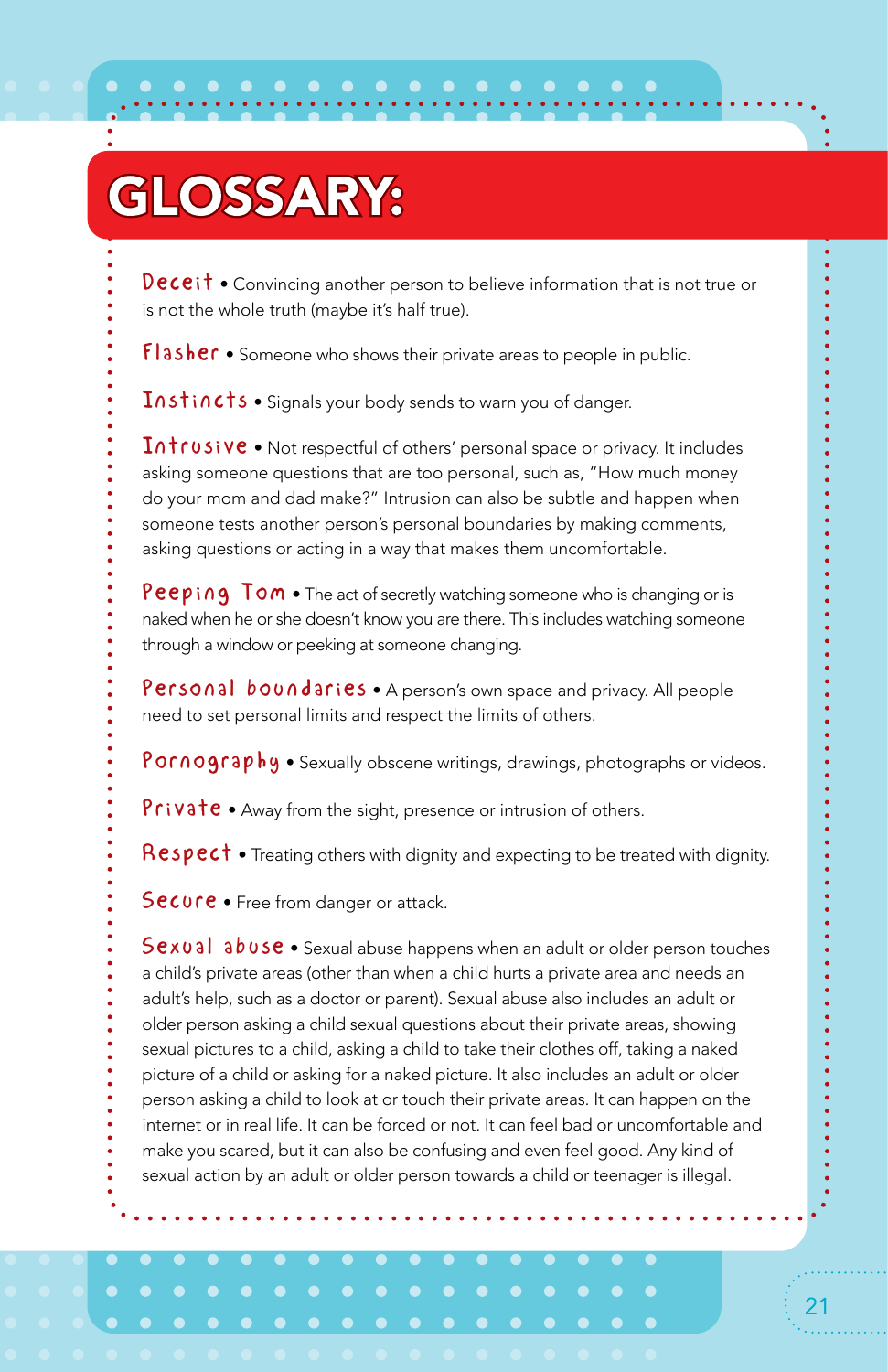# GLOSSARY:

**Deceit** • Convincing another person to believe information that is not true or is not the whole truth (maybe it's half true).

**Flasher** • Someone who shows their private areas to people in public.

**Instincts** • Signals your body sends to warn you of danger.

**Intrusive** • Not respectful of others' personal space or privacy. It includes asking someone questions that are too personal, such as, "How much money do your mom and dad make?" Intrusion can also be subtle and happen when someone tests another person's personal boundaries by making comments, asking questions or acting in a way that makes them uncomfortable.

**Peeping Tom** • The act of secretly watching someone who is changing or is naked when he or she doesn't know you are there. This includes watching someone through a window or peeking at someone changing.

**Personal boundaries** • A person's own space and privacy. All people need to set personal limits and respect the limits of others.

**Pornography** • Sexually obscene writings, drawings, photographs or videos.

**Private** • Away from the sight, presence or intrusion of others.

**Respect** • Treating others with dignity and expecting to be treated with dignity.

**Secure** • Free from danger or attack.

**Sexual abuse** • Sexual abuse happens when an adult or older person touches a child's private areas (other than when a child hurts a private area and needs an adult's help, such as a doctor or parent). Sexual abuse also includes an adult or older person asking a child sexual questions about their private areas, showing sexual pictures to a child, asking a child to take their clothes off, taking a naked picture of a child or asking for a naked picture. It also includes an adult or older person asking a child to look at or touch their private areas. It can happen on the internet or in real life. It can be forced or not. It can feel bad or uncomfortable and make you scared, but it can also be confusing and even feel good. Any kind of sexual action by an adult or older person towards a child or teenager is illegal.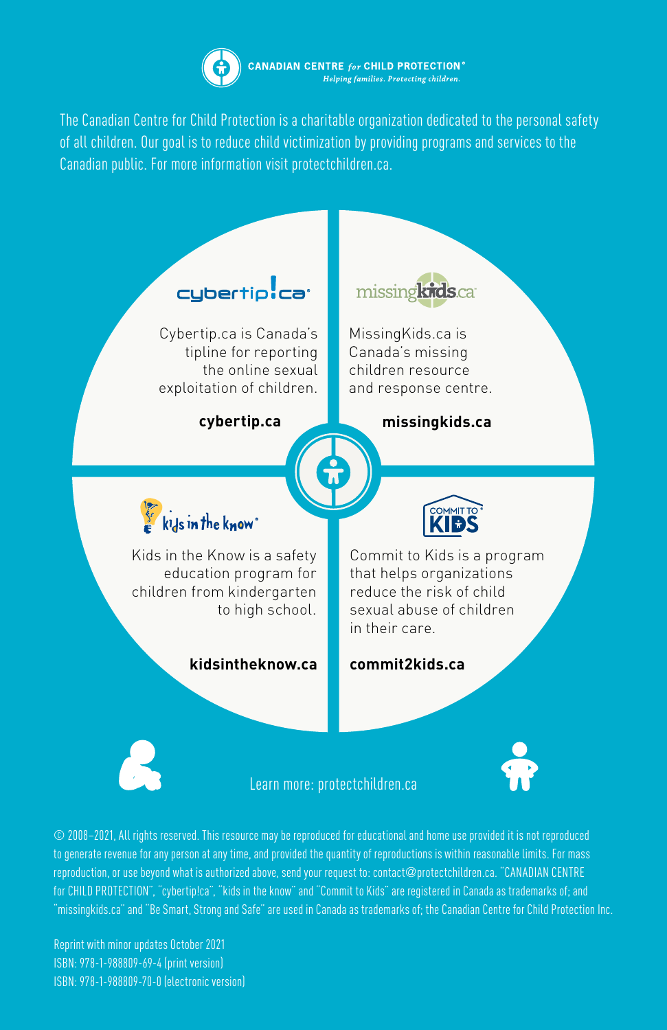**CANADIAN CENTRE *for* CHILD PROTECTION®**

*Helping families. Protecting children.*

The Canadian Centre for Child Protection is a charitable organization dedicated to the personal safety of all children. Our goal is to reduce child victimization by providing programs and services to the Canadian public. For more information visit protectchildren.ca.

cybertip!ca®

Cybertip.ca is Canada's tipline for reporting the online sexual exploitation of children.

**cybertip.ca**

missingkids.ca

MissingKids.ca is Canada's missing children resource and response centre.

**missingkids.ca**

kids in the know®

Kids in the Know is a safety education program for children from kindergarten to high school.

**kidsintheknow.ca**

COMMIT TO® KIDS

Commit to Kids is a program that helps organizations reduce the risk of child sexual abuse of children in their care.

**commit2kids.ca**

Learn more: protectchildren.ca

© 2008–2021, All rights reserved. This resource may be reproduced for educational and home use provided it is not reproduced to generate revenue for any person at any time, and provided the quantity of reproductions is within reasonable limits. For mass reproduction, or use beyond what is authorized above, send your request to: contact@protectchildren.ca. "CANADIAN CENTRE for CHILD PROTECTION", "cybertip!ca", "kids in the know" and "Commit to Kids" are registered in Canada as trademarks of; and "missingkids.ca" and "Be Smart, Strong and Safe" are used in Canada as trademarks of; the Canadian Centre for Child Protection Inc.

Reprint with minor updates October 2021
ISBN: 978-1-988809-69-4 (print version)
ISBN: 978-1-988809-70-0 (electronic version)